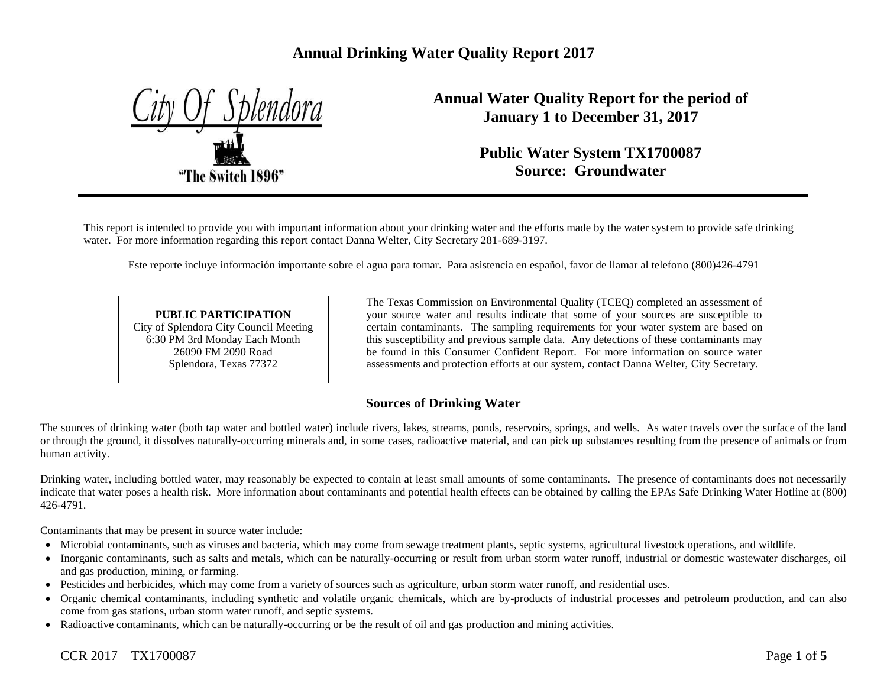# Annual Drinking Water Quality Report 2017

City Of Splendora

"The Switch 1896"

## Annual Water Quality Report for the period of January 1 to December 31, 2017

## Public Water System TX1700087
## Source: Groundwater

This report is intended to provide you with important information about your drinking water and the efforts made by the water system to provide safe drinking water. For more information regarding this report contact Danna Welter, City Secretary 281-689-3197.

Este reporte incluye información importante sobre el agua para tomar. Para asistencia en español, favor de llamar al telefono (800)426-4791

**PUBLIC PARTICIPATION**
City of Splendora City Council Meeting
6:30 PM 3rd Monday Each Month
26090 FM 2090 Road
Splendora, Texas 77372

The Texas Commission on Environmental Quality (TCEQ) completed an assessment of your source water and results indicate that some of your sources are susceptible to certain contaminants. The sampling requirements for your water system are based on this susceptibility and previous sample data. Any detections of these contaminants may be found in this Consumer Confident Report. For more information on source water assessments and protection efforts at our system, contact Danna Welter, City Secretary.

### Sources of Drinking Water

The sources of drinking water (both tap water and bottled water) include rivers, lakes, streams, ponds, reservoirs, springs, and wells. As water travels over the surface of the land or through the ground, it dissolves naturally-occurring minerals and, in some cases, radioactive material, and can pick up substances resulting from the presence of animals or from human activity.

Drinking water, including bottled water, may reasonably be expected to contain at least small amounts of some contaminants. The presence of contaminants does not necessarily indicate that water poses a health risk. More information about contaminants and potential health effects can be obtained by calling the EPAs Safe Drinking Water Hotline at (800) 426-4791.

Contaminants that may be present in source water include:

- Microbial contaminants, such as viruses and bacteria, which may come from sewage treatment plants, septic systems, agricultural livestock operations, and wildlife.
- Inorganic contaminants, such as salts and metals, which can be naturally-occurring or result from urban storm water runoff, industrial or domestic wastewater discharges, oil and gas production, mining, or farming.
- Pesticides and herbicides, which may come from a variety of sources such as agriculture, urban storm water runoff, and residential uses.
- Organic chemical contaminants, including synthetic and volatile organic chemicals, which are by-products of industrial processes and petroleum production, and can also come from gas stations, urban storm water runoff, and septic systems.
- Radioactive contaminants, which can be naturally-occurring or be the result of oil and gas production and mining activities.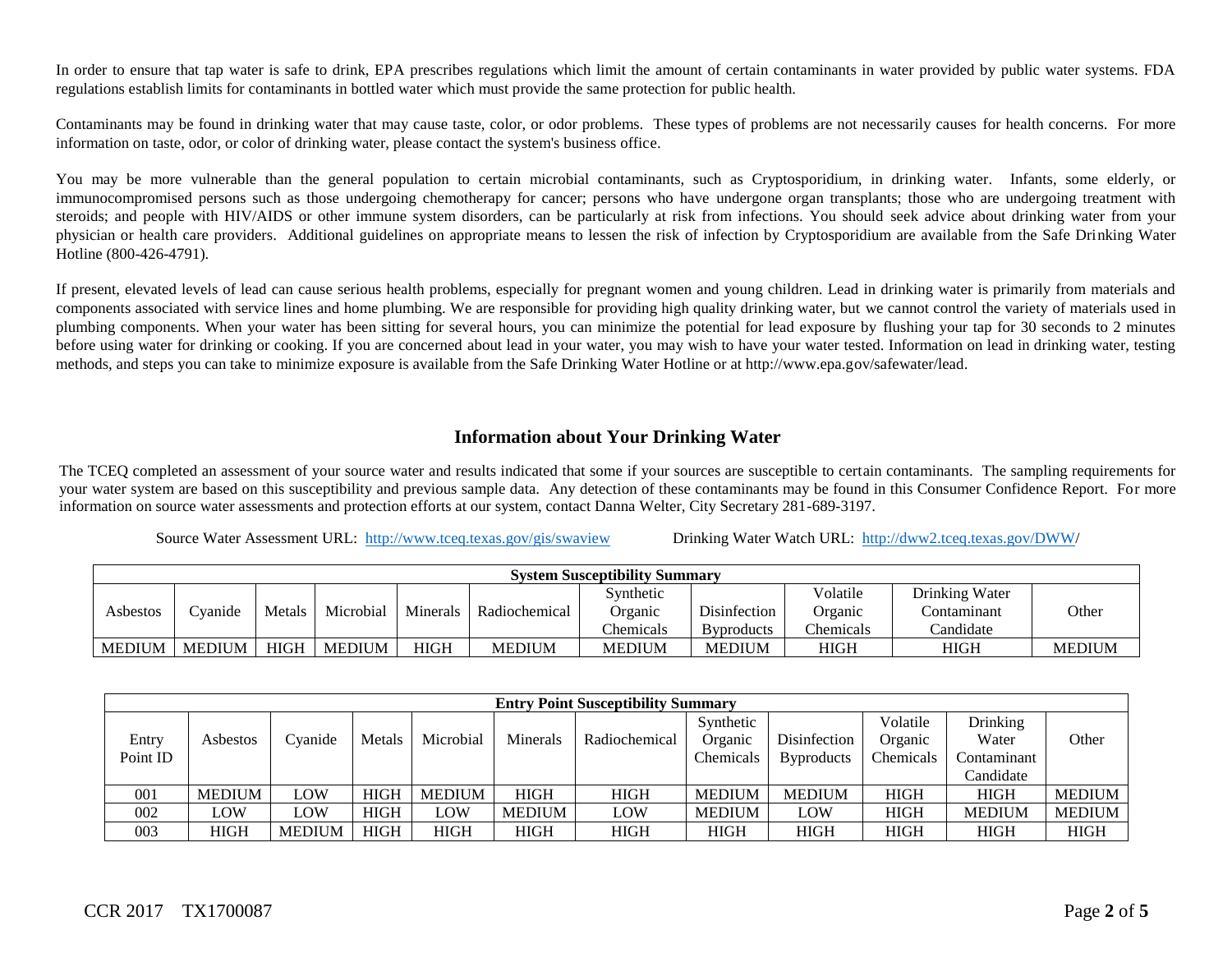In order to ensure that tap water is safe to drink, EPA prescribes regulations which limit the amount of certain contaminants in water provided by public water systems. FDA regulations establish limits for contaminants in bottled water which must provide the same protection for public health.

Contaminants may be found in drinking water that may cause taste, color, or odor problems. These types of problems are not necessarily causes for health concerns. For more information on taste, odor, or color of drinking water, please contact the system's business office.

You may be more vulnerable than the general population to certain microbial contaminants, such as Cryptosporidium, in drinking water. Infants, some elderly, or immunocompromised persons such as those undergoing chemotherapy for cancer; persons who have undergone organ transplants; those who are undergoing treatment with steroids; and people with HIV/AIDS or other immune system disorders, can be particularly at risk from infections. You should seek advice about drinking water from your physician or health care providers. Additional guidelines on appropriate means to lessen the risk of infection by Cryptosporidium are available from the Safe Drinking Water Hotline (800-426-4791).

If present, elevated levels of lead can cause serious health problems, especially for pregnant women and young children. Lead in drinking water is primarily from materials and components associated with service lines and home plumbing. We are responsible for providing high quality drinking water, but we cannot control the variety of materials used in plumbing components. When your water has been sitting for several hours, you can minimize the potential for lead exposure by flushing your tap for 30 seconds to 2 minutes before using water for drinking or cooking. If you are concerned about lead in your water, you may wish to have your water tested. Information on lead in drinking water, testing methods, and steps you can take to minimize exposure is available from the Safe Drinking Water Hotline or at http://www.epa.gov/safewater/lead.

## Information about Your Drinking Water

The TCEQ completed an assessment of your source water and results indicated that some if your sources are susceptible to certain contaminants. The sampling requirements for your water system are based on this susceptibility and previous sample data. Any detection of these contaminants may be found in this Consumer Confidence Report. For more information on source water assessments and protection efforts at our system, contact Danna Welter, City Secretary 281-689-3197.

Source Water Assessment URL: http://www.tceq.texas.gov/gis/swaview    Drinking Water Watch URL: http://dww2.tceq.texas.gov/DWW/

**System Susceptibility Summary**

| Asbestos | Cyanide | Metals | Microbial | Minerals | Radiochemical | Synthetic Organic Chemicals | Disinfection Byproducts | Volatile Organic Chemicals | Drinking Water Contaminant Candidate | Other |
|---|---|---|---|---|---|---|---|---|---|---|
| MEDIUM | MEDIUM | HIGH | MEDIUM | HIGH | MEDIUM | MEDIUM | MEDIUM | HIGH | HIGH | MEDIUM |

**Entry Point Susceptibility Summary**

| Entry Point ID | Asbestos | Cyanide | Metals | Microbial | Minerals | Radiochemical | Synthetic Organic Chemicals | Disinfection Byproducts | Volatile Organic Chemicals | Drinking Water Contaminant Candidate | Other |
|---|---|---|---|---|---|---|---|---|---|---|---|
| 001 | MEDIUM | LOW | HIGH | MEDIUM | HIGH | HIGH | MEDIUM | MEDIUM | HIGH | HIGH | MEDIUM |
| 002 | LOW | LOW | HIGH | LOW | MEDIUM | LOW | MEDIUM | LOW | HIGH | MEDIUM | MEDIUM |
| 003 | HIGH | MEDIUM | HIGH | HIGH | HIGH | HIGH | HIGH | HIGH | HIGH | HIGH | HIGH |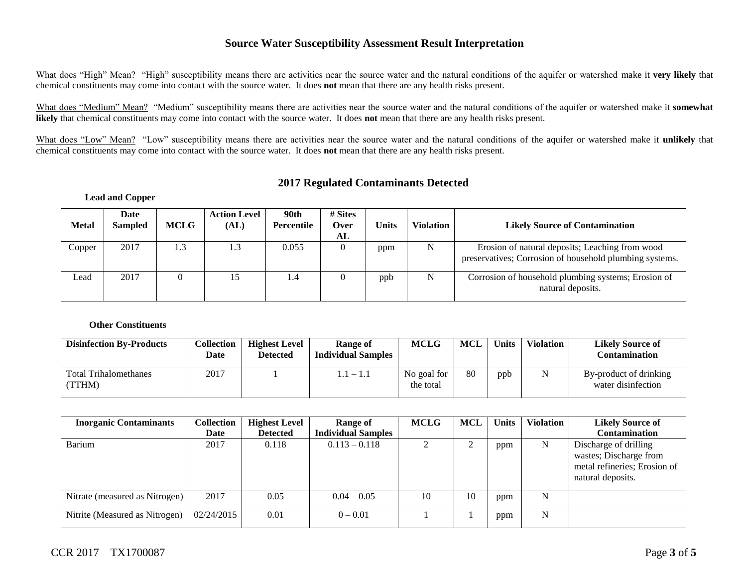## Source Water Susceptibility Assessment Result Interpretation

What does "High" Mean? "High" susceptibility means there are activities near the source water and the natural conditions of the aquifer or watershed make it **very likely** that chemical constituents may come into contact with the source water. It does **not** mean that there are any health risks present.

What does "Medium" Mean? "Medium" susceptibility means there are activities near the source water and the natural conditions of the aquifer or watershed make it **somewhat likely** that chemical constituents may come into contact with the source water. It does **not** mean that there are any health risks present.

What does "Low" Mean? "Low" susceptibility means there are activities near the source water and the natural conditions of the aquifer or watershed make it **unlikely** that chemical constituents may come into contact with the source water. It does **not** mean that there are any health risks present.

## 2017 Regulated Contaminants Detected

**Lead and Copper**

| Metal | Date Sampled | MCLG | Action Level (AL) | 90th Percentile | # Sites Over AL | Units | Violation | Likely Source of Contamination |
|---|---|---|---|---|---|---|---|---|
| Copper | 2017 | 1.3 | 1.3 | 0.055 | 0 | ppm | N | Erosion of natural deposits; Leaching from wood preservatives; Corrosion of household plumbing systems. |
| Lead | 2017 | 0 | 15 | 1.4 | 0 | ppb | N | Corrosion of household plumbing systems; Erosion of natural deposits. |

**Other Constituents**

| Disinfection By-Products | Collection Date | Highest Level Detected | Range of Individual Samples | MCLG | MCL | Units | Violation | Likely Source of Contamination |
|---|---|---|---|---|---|---|---|---|
| Total Trihalomethanes (TTHM) | 2017 | 1 | 1.1 – 1.1 | No goal for the total | 80 | ppb | N | By-product of drinking water disinfection |

| Inorganic Contaminants | Collection Date | Highest Level Detected | Range of Individual Samples | MCLG | MCL | Units | Violation | Likely Source of Contamination |
|---|---|---|---|---|---|---|---|---|
| Barium | 2017 | 0.118 | 0.113 – 0.118 | 2 | 2 | ppm | N | Discharge of drilling wastes; Discharge from metal refineries; Erosion of natural deposits. |
| Nitrate (measured as Nitrogen) | 2017 | 0.05 | 0.04 – 0.05 | 10 | 10 | ppm | N | |
| Nitrite (Measured as Nitrogen) | 02/24/2015 | 0.01 | 0 – 0.01 | 1 | 1 | ppm | N | |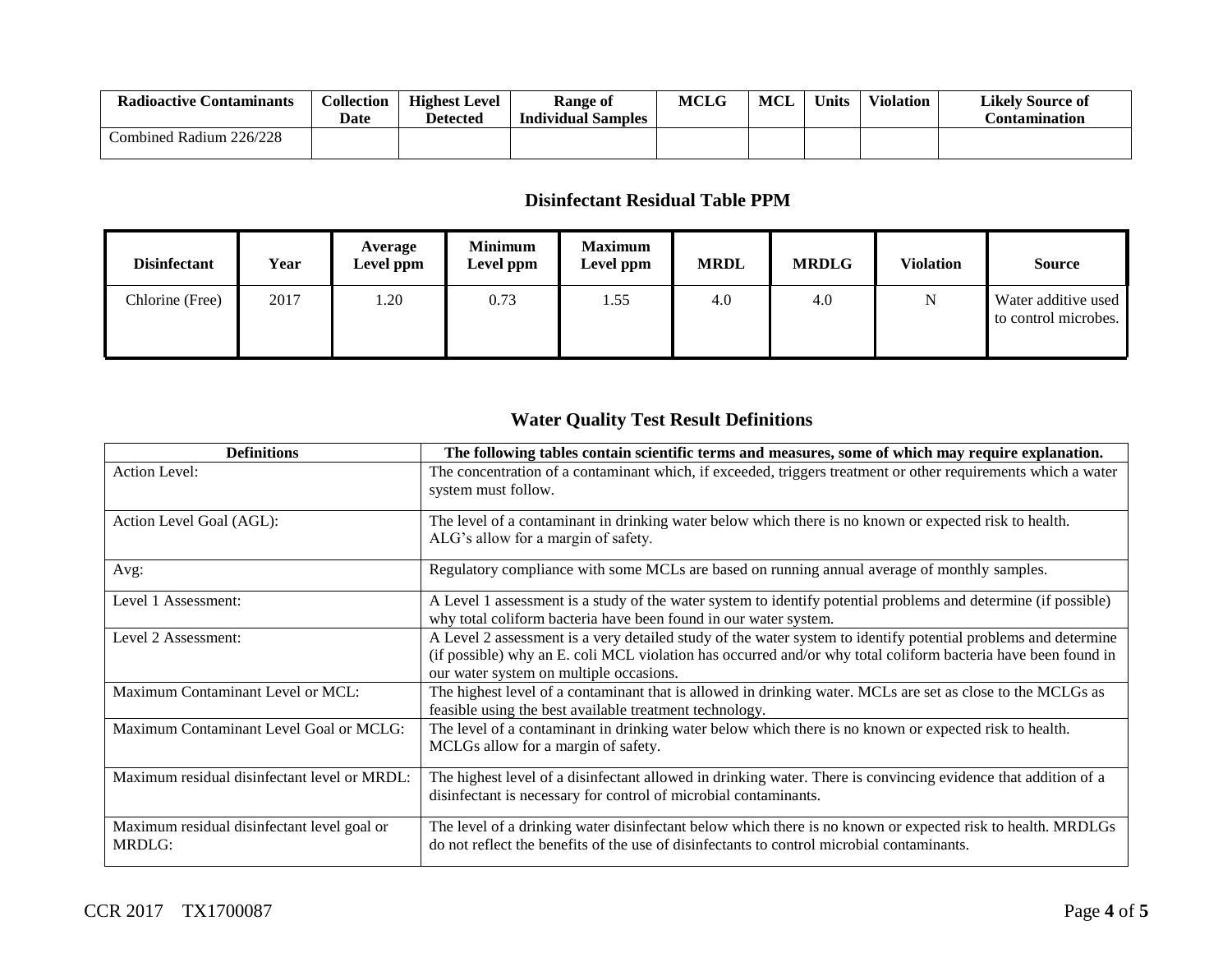| Radioactive Contaminants | Collection Date | Highest Level Detected | Range of Individual Samples | MCLG | MCL | Units | Violation | Likely Source of Contamination |
|---|---|---|---|---|---|---|---|---|
| Combined Radium 226/228 | | | | | | | | |

## Disinfectant Residual Table PPM

| Disinfectant | Year | Average Level ppm | Minimum Level ppm | Maximum Level ppm | MRDL | MRDLG | Violation | Source |
|---|---|---|---|---|---|---|---|---|
| Chlorine (Free) | 2017 | 1.20 | 0.73 | 1.55 | 4.0 | 4.0 | N | Water additive used to control microbes. |

## Water Quality Test Result Definitions

| Definitions | The following tables contain scientific terms and measures, some of which may require explanation. |
|---|---|
| Action Level: | The concentration of a contaminant which, if exceeded, triggers treatment or other requirements which a water system must follow. |
| Action Level Goal (AGL): | The level of a contaminant in drinking water below which there is no known or expected risk to health. ALG's allow for a margin of safety. |
| Avg: | Regulatory compliance with some MCLs are based on running annual average of monthly samples. |
| Level 1 Assessment: | A Level 1 assessment is a study of the water system to identify potential problems and determine (if possible) why total coliform bacteria have been found in our water system. |
| Level 2 Assessment: | A Level 2 assessment is a very detailed study of the water system to identify potential problems and determine (if possible) why an E. coli MCL violation has occurred and/or why total coliform bacteria have been found in our water system on multiple occasions. |
| Maximum Contaminant Level or MCL: | The highest level of a contaminant that is allowed in drinking water. MCLs are set as close to the MCLGs as feasible using the best available treatment technology. |
| Maximum Contaminant Level Goal or MCLG: | The level of a contaminant in drinking water below which there is no known or expected risk to health. MCLGs allow for a margin of safety. |
| Maximum residual disinfectant level or MRDL: | The highest level of a disinfectant allowed in drinking water. There is convincing evidence that addition of a disinfectant is necessary for control of microbial contaminants. |
| Maximum residual disinfectant level goal or MRDLG: | The level of a drinking water disinfectant below which there is no known or expected risk to health. MRDLGs do not reflect the benefits of the use of disinfectants to control microbial contaminants. |

CCR 2017 TX1700087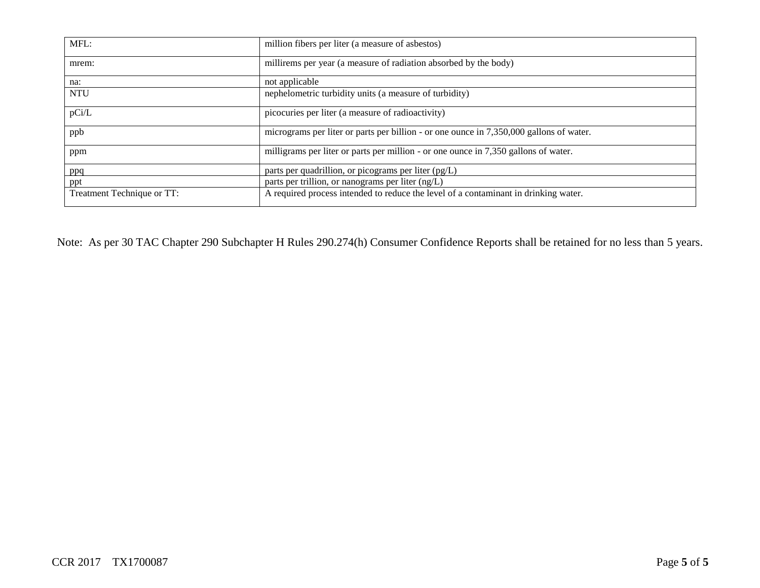| | |
|---|---|
| MFL: | million fibers per liter (a measure of asbestos) |
| mrem: | millirems per year (a measure of radiation absorbed by the body) |
| na: | not applicable |
| NTU | nephelometric turbidity units (a measure of turbidity) |
| pCi/L | picocuries per liter (a measure of radioactivity) |
| ppb | micrograms per liter or parts per billion - or one ounce in 7,350,000 gallons of water. |
| ppm | milligrams per liter or parts per million - or one ounce in 7,350 gallons of water. |
| ppq | parts per quadrillion, or picograms per liter (pg/L) |
| ppt | parts per trillion, or nanograms per liter (ng/L) |
| Treatment Technique or TT: | A required process intended to reduce the level of a contaminant in drinking water. |

Note: As per 30 TAC Chapter 290 Subchapter H Rules 290.274(h) Consumer Confidence Reports shall be retained for no less than 5 years.

CCR 2017 TX1700087